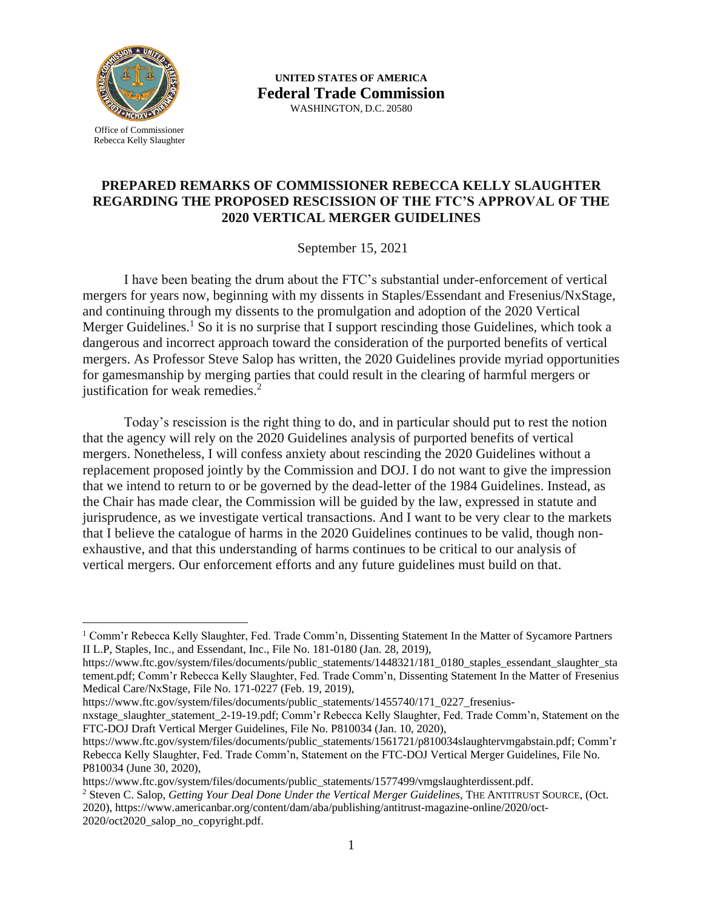Office of Commissioner
Rebecca Kelly Slaughter

**UNITED STATES OF AMERICA**
**Federal Trade Commission**
WASHINGTON, D.C. 20580

## PREPARED REMARKS OF COMMISSIONER REBECCA KELLY SLAUGHTER REGARDING THE PROPOSED RESCISSION OF THE FTC'S APPROVAL OF THE 2020 VERTICAL MERGER GUIDELINES

September 15, 2021

I have been beating the drum about the FTC's substantial under-enforcement of vertical mergers for years now, beginning with my dissents in Staples/Essendant and Fresenius/NxStage, and continuing through my dissents to the promulgation and adoption of the 2020 Vertical Merger Guidelines.[1] So it is no surprise that I support rescinding those Guidelines, which took a dangerous and incorrect approach toward the consideration of the purported benefits of vertical mergers. As Professor Steve Salop has written, the 2020 Guidelines provide myriad opportunities for gamesmanship by merging parties that could result in the clearing of harmful mergers or justification for weak remedies.[2]

Today's rescission is the right thing to do, and in particular should put to rest the notion that the agency will rely on the 2020 Guidelines analysis of purported benefits of vertical mergers. Nonetheless, I will confess anxiety about rescinding the 2020 Guidelines without a replacement proposed jointly by the Commission and DOJ. I do not want to give the impression that we intend to return to or be governed by the dead-letter of the 1984 Guidelines. Instead, as the Chair has made clear, the Commission will be guided by the law, expressed in statute and jurisprudence, as we investigate vertical transactions. And I want to be very clear to the markets that I believe the catalogue of harms in the 2020 Guidelines continues to be valid, though non-exhaustive, and that this understanding of harms continues to be critical to our analysis of vertical mergers. Our enforcement efforts and any future guidelines must build on that.

---

[1] Comm'r Rebecca Kelly Slaughter, Fed. Trade Comm'n, Dissenting Statement In the Matter of Sycamore Partners II L.P, Staples, Inc., and Essendant, Inc., File No. 181-0180 (Jan. 28, 2019), https://www.ftc.gov/system/files/documents/public_statements/1448321/181_0180_staples_essendant_slaughter_statement.pdf; Comm'r Rebecca Kelly Slaughter, Fed. Trade Comm'n, Dissenting Statement In the Matter of Fresenius Medical Care/NxStage, File No. 171-0227 (Feb. 19, 2019), https://www.ftc.gov/system/files/documents/public_statements/1455740/171_0227_fresenius-nxstage_slaughter_statement_2-19-19.pdf; Comm'r Rebecca Kelly Slaughter, Fed. Trade Comm'n, Statement on the FTC-DOJ Draft Vertical Merger Guidelines, File No. P810034 (Jan. 10, 2020), https://www.ftc.gov/system/files/documents/public_statements/1561721/p810034slaughtervmgabstain.pdf; Comm'r Rebecca Kelly Slaughter, Fed. Trade Comm'n, Statement on the FTC-DOJ Vertical Merger Guidelines, File No. P810034 (June 30, 2020), https://www.ftc.gov/system/files/documents/public_statements/1577499/vmgslaughterdissent.pdf.

[2] Steven C. Salop, *Getting Your Deal Done Under the Vertical Merger Guidelines*, THE ANTITRUST SOURCE, (Oct. 2020), https://www.americanbar.org/content/dam/aba/publishing/antitrust-magazine-online/2020/oct-2020/oct2020_salop_no_copyright.pdf.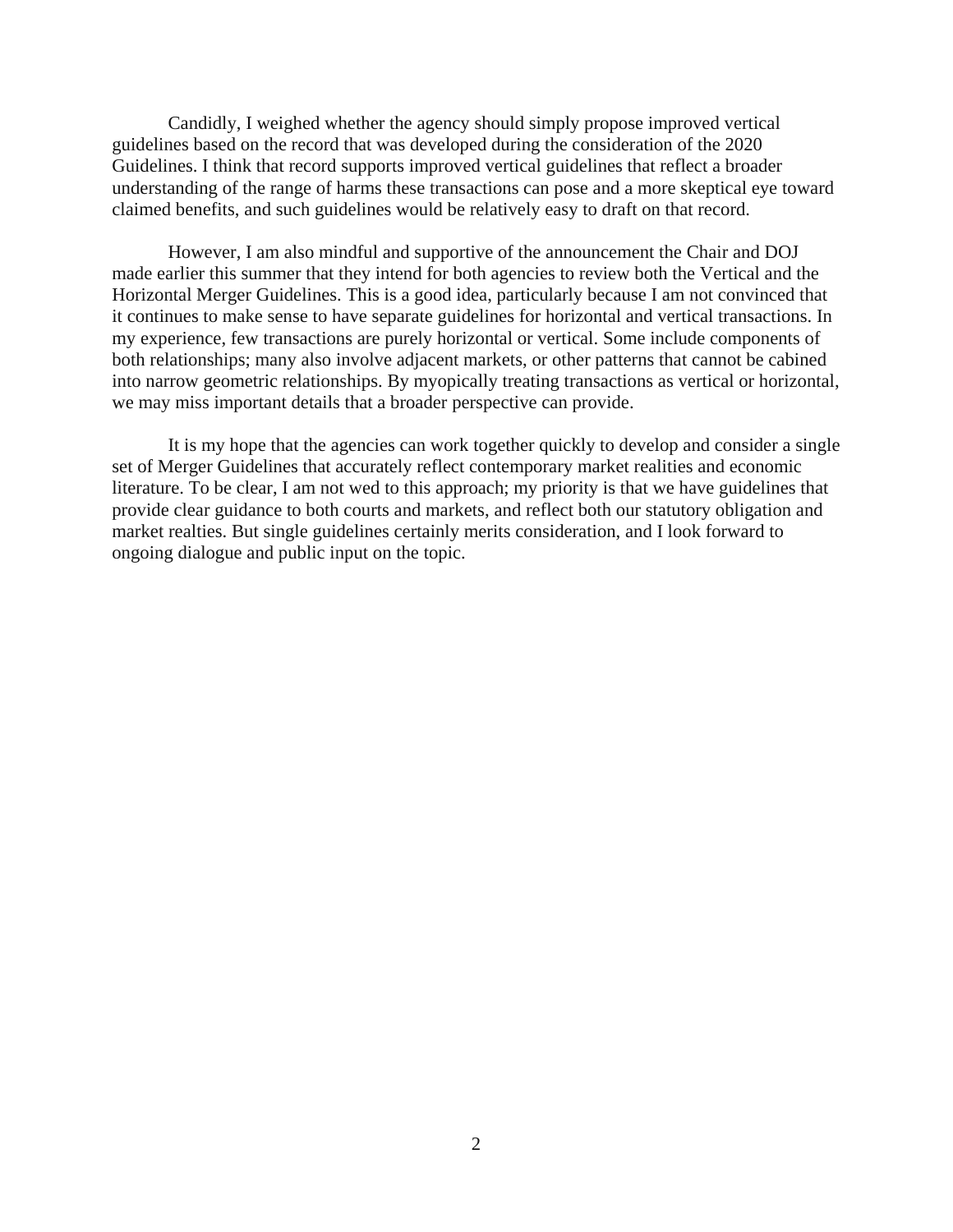Candidly, I weighed whether the agency should simply propose improved vertical guidelines based on the record that was developed during the consideration of the 2020 Guidelines. I think that record supports improved vertical guidelines that reflect a broader understanding of the range of harms these transactions can pose and a more skeptical eye toward claimed benefits, and such guidelines would be relatively easy to draft on that record.

However, I am also mindful and supportive of the announcement the Chair and DOJ made earlier this summer that they intend for both agencies to review both the Vertical and the Horizontal Merger Guidelines. This is a good idea, particularly because I am not convinced that it continues to make sense to have separate guidelines for horizontal and vertical transactions. In my experience, few transactions are purely horizontal or vertical. Some include components of both relationships; many also involve adjacent markets, or other patterns that cannot be cabined into narrow geometric relationships. By myopically treating transactions as vertical or horizontal, we may miss important details that a broader perspective can provide.

It is my hope that the agencies can work together quickly to develop and consider a single set of Merger Guidelines that accurately reflect contemporary market realities and economic literature. To be clear, I am not wed to this approach; my priority is that we have guidelines that provide clear guidance to both courts and markets, and reflect both our statutory obligation and market realties. But single guidelines certainly merits consideration, and I look forward to ongoing dialogue and public input on the topic.